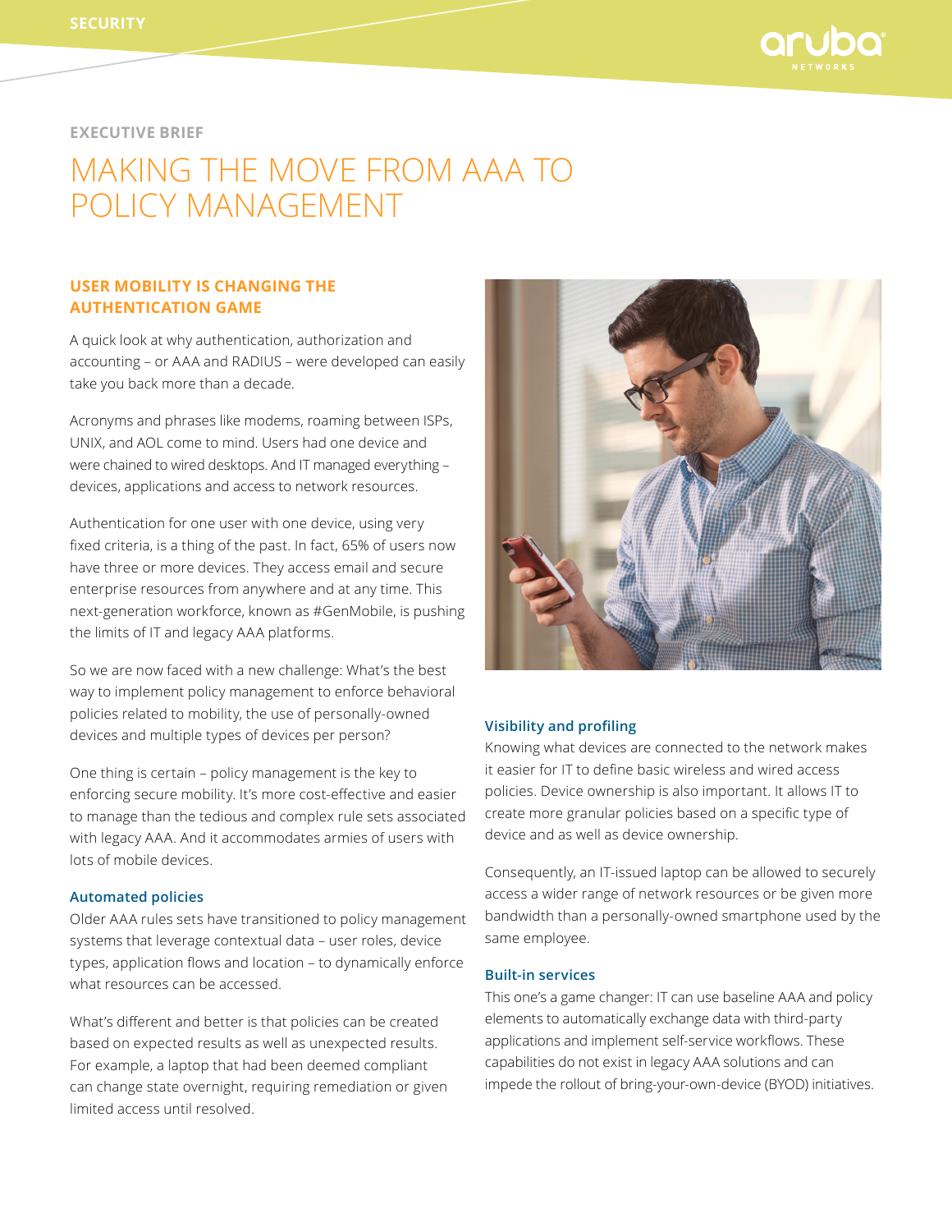SECURITY

EXECUTIVE BRIEF

# MAKING THE MOVE FROM AAA TO POLICY MANAGEMENT

## USER MOBILITY IS CHANGING THE AUTHENTICATION GAME

A quick look at why authentication, authorization and accounting – or AAA and RADIUS – were developed can easily take you back more than a decade.

Acronyms and phrases like modems, roaming between ISPs, UNIX, and AOL come to mind. Users had one device and were chained to wired desktops. And IT managed everything – devices, applications and access to network resources.

Authentication for one user with one device, using very fixed criteria, is a thing of the past. In fact, 65% of users now have three or more devices. They access email and secure enterprise resources from anywhere and at any time. This next-generation workforce, known as #GenMobile, is pushing the limits of IT and legacy AAA platforms.

So we are now faced with a new challenge: What's the best way to implement policy management to enforce behavioral policies related to mobility, the use of personally-owned devices and multiple types of devices per person?

One thing is certain – policy management is the key to enforcing secure mobility. It's more cost-effective and easier to manage than the tedious and complex rule sets associated with legacy AAA. And it accommodates armies of users with lots of mobile devices.

### Automated policies

Older AAA rules sets have transitioned to policy management systems that leverage contextual data – user roles, device types, application flows and location – to dynamically enforce what resources can be accessed.

What's different and better is that policies can be created based on expected results as well as unexpected results. For example, a laptop that had been deemed compliant can change state overnight, requiring remediation or given limited access until resolved.

### Visibility and profiling

Knowing what devices are connected to the network makes it easier for IT to define basic wireless and wired access policies. Device ownership is also important. It allows IT to create more granular policies based on a specific type of device and as well as device ownership.

Consequently, an IT-issued laptop can be allowed to securely access a wider range of network resources or be given more bandwidth than a personally-owned smartphone used by the same employee.

### Built-in services

This one's a game changer: IT can use baseline AAA and policy elements to automatically exchange data with third-party applications and implement self-service workflows. These capabilities do not exist in legacy AAA solutions and can impede the rollout of bring-your-own-device (BYOD) initiatives.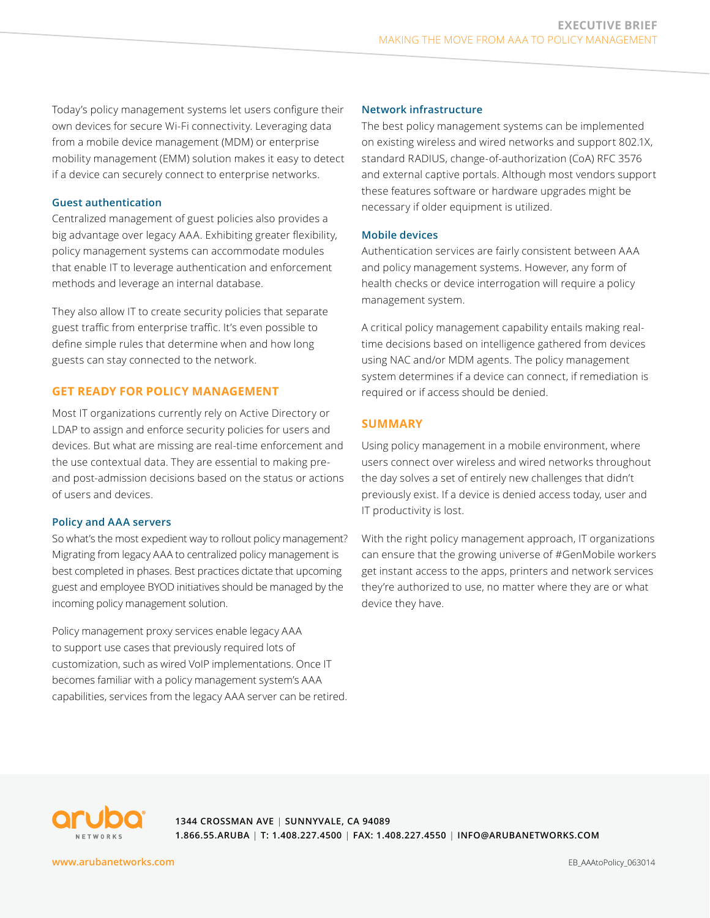Today's policy management systems let users configure their own devices for secure Wi-Fi connectivity. Leveraging data from a mobile device management (MDM) or enterprise mobility management (EMM) solution makes it easy to detect if a device can securely connect to enterprise networks.

### Guest authentication

Centralized management of guest policies also provides a big advantage over legacy AAA. Exhibiting greater flexibility, policy management systems can accommodate modules that enable IT to leverage authentication and enforcement methods and leverage an internal database.

They also allow IT to create security policies that separate guest traffic from enterprise traffic. It's even possible to define simple rules that determine when and how long guests can stay connected to the network.

## GET READY FOR POLICY MANAGEMENT

Most IT organizations currently rely on Active Directory or LDAP to assign and enforce security policies for users and devices. But what are missing are real-time enforcement and the use contextual data. They are essential to making pre- and post-admission decisions based on the status or actions of users and devices.

### Policy and AAA servers

So what's the most expedient way to rollout policy management? Migrating from legacy AAA to centralized policy management is best completed in phases. Best practices dictate that upcoming guest and employee BYOD initiatives should be managed by the incoming policy management solution.

Policy management proxy services enable legacy AAA to support use cases that previously required lots of customization, such as wired VoIP implementations. Once IT becomes familiar with a policy management system's AAA capabilities, services from the legacy AAA server can be retired.

### Network infrastructure

The best policy management systems can be implemented on existing wireless and wired networks and support 802.1X, standard RADIUS, change-of-authorization (CoA) RFC 3576 and external captive portals. Although most vendors support these features software or hardware upgrades might be necessary if older equipment is utilized.

### Mobile devices

Authentication services are fairly consistent between AAA and policy management systems. However, any form of health checks or device interrogation will require a policy management system.

A critical policy management capability entails making real-time decisions based on intelligence gathered from devices using NAC and/or MDM agents. The policy management system determines if a device can connect, if remediation is required or if access should be denied.

## SUMMARY

Using policy management in a mobile environment, where users connect over wireless and wired networks throughout the day solves a set of entirely new challenges that didn't previously exist. If a device is denied access today, user and IT productivity is lost.

With the right policy management approach, IT organizations can ensure that the growing universe of #GenMobile workers get instant access to the apps, printers and network services they're authorized to use, no matter where they are or what device they have.

**1344 CROSSMAN AVE | SUNNYVALE, CA 94089**
**1.866.55.ARUBA | T: 1.408.227.4500 | FAX: 1.408.227.4550 | INFO@ARUBANETWORKS.COM**

www.arubanetworks.com

EB_AAAtoPolicy_063014